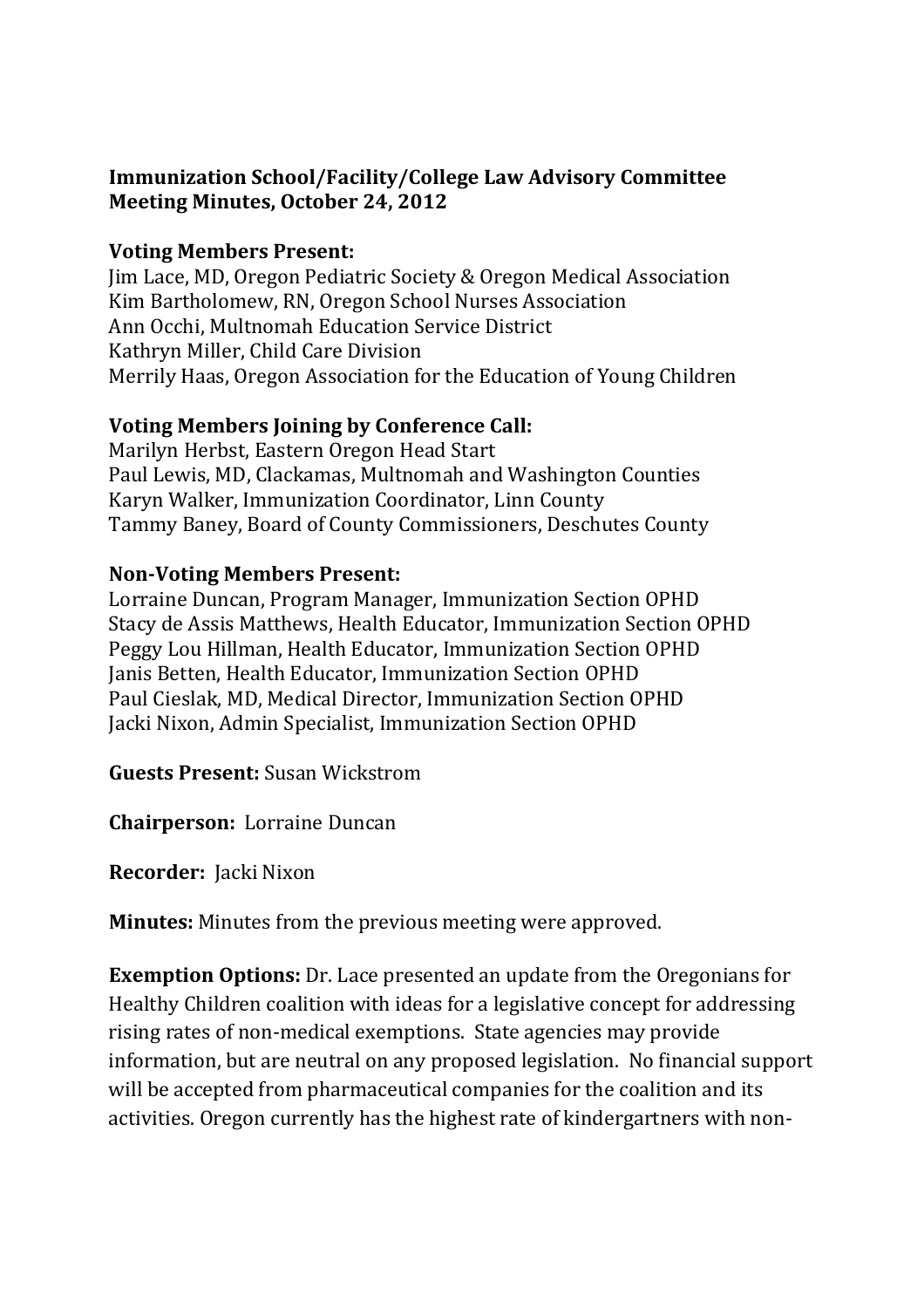**Immunization School/Facility/College Law Advisory Committee**
**Meeting Minutes, October 24, 2012**

**Voting Members Present:**
Jim Lace, MD, Oregon Pediatric Society & Oregon Medical Association
Kim Bartholomew, RN, Oregon School Nurses Association
Ann Occhi, Multnomah Education Service District
Kathryn Miller, Child Care Division
Merrily Haas, Oregon Association for the Education of Young Children

**Voting Members Joining by Conference Call:**
Marilyn Herbst, Eastern Oregon Head Start
Paul Lewis, MD, Clackamas, Multnomah and Washington Counties
Karyn Walker, Immunization Coordinator, Linn County
Tammy Baney, Board of County Commissioners, Deschutes County

**Non-Voting Members Present:**
Lorraine Duncan, Program Manager, Immunization Section OPHD
Stacy de Assis Matthews, Health Educator, Immunization Section OPHD
Peggy Lou Hillman, Health Educator, Immunization Section OPHD
Janis Betten, Health Educator, Immunization Section OPHD
Paul Cieslak, MD, Medical Director, Immunization Section OPHD
Jacki Nixon, Admin Specialist, Immunization Section OPHD

**Guests Present:** Susan Wickstrom

**Chairperson:** Lorraine Duncan

**Recorder:** Jacki Nixon

**Minutes:** Minutes from the previous meeting were approved.

**Exemption Options:** Dr. Lace presented an update from the Oregonians for Healthy Children coalition with ideas for a legislative concept for addressing rising rates of non-medical exemptions. State agencies may provide information, but are neutral on any proposed legislation. No financial support will be accepted from pharmaceutical companies for the coalition and its activities. Oregon currently has the highest rate of kindergartners with non-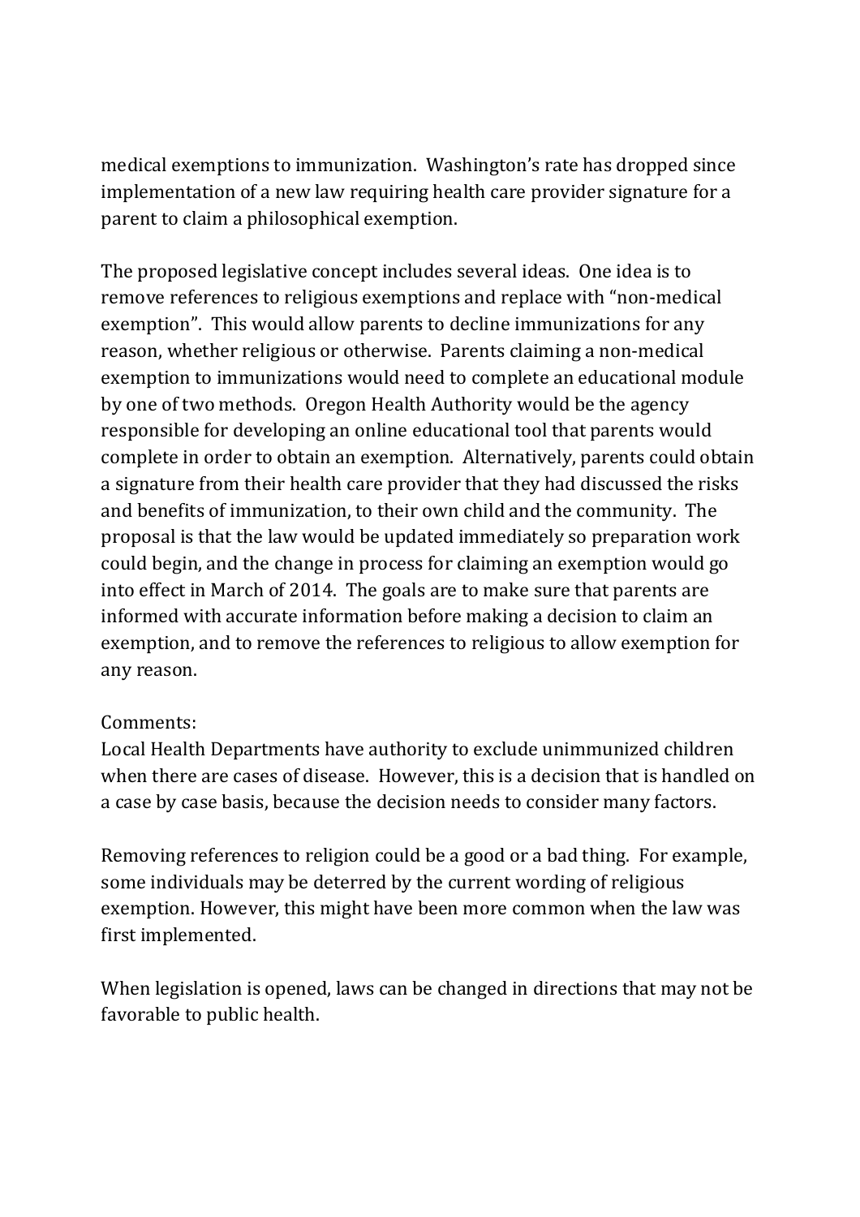medical exemptions to immunization. Washington's rate has dropped since implementation of a new law requiring health care provider signature for a parent to claim a philosophical exemption.

The proposed legislative concept includes several ideas. One idea is to remove references to religious exemptions and replace with "non-medical exemption". This would allow parents to decline immunizations for any reason, whether religious or otherwise. Parents claiming a non-medical exemption to immunizations would need to complete an educational module by one of two methods. Oregon Health Authority would be the agency responsible for developing an online educational tool that parents would complete in order to obtain an exemption. Alternatively, parents could obtain a signature from their health care provider that they had discussed the risks and benefits of immunization, to their own child and the community. The proposal is that the law would be updated immediately so preparation work could begin, and the change in process for claiming an exemption would go into effect in March of 2014. The goals are to make sure that parents are informed with accurate information before making a decision to claim an exemption, and to remove the references to religious to allow exemption for any reason.

Comments:
Local Health Departments have authority to exclude unimmunized children when there are cases of disease. However, this is a decision that is handled on a case by case basis, because the decision needs to consider many factors.

Removing references to religion could be a good or a bad thing. For example, some individuals may be deterred by the current wording of religious exemption. However, this might have been more common when the law was first implemented.

When legislation is opened, laws can be changed in directions that may not be favorable to public health.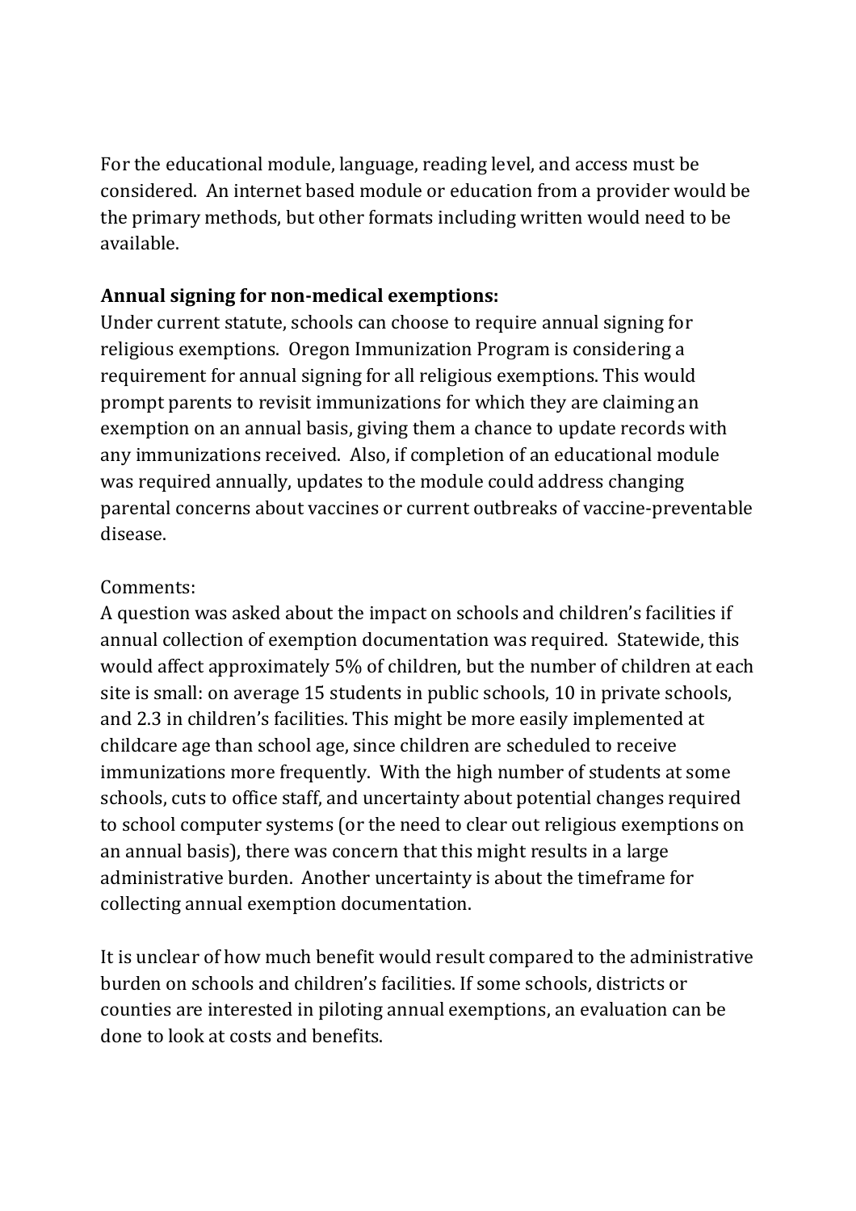For the educational module, language, reading level, and access must be considered. An internet based module or education from a provider would be the primary methods, but other formats including written would need to be available.

**Annual signing for non-medical exemptions:**

Under current statute, schools can choose to require annual signing for religious exemptions. Oregon Immunization Program is considering a requirement for annual signing for all religious exemptions. This would prompt parents to revisit immunizations for which they are claiming an exemption on an annual basis, giving them a chance to update records with any immunizations received. Also, if completion of an educational module was required annually, updates to the module could address changing parental concerns about vaccines or current outbreaks of vaccine-preventable disease.

Comments:

A question was asked about the impact on schools and children's facilities if annual collection of exemption documentation was required. Statewide, this would affect approximately 5% of children, but the number of children at each site is small: on average 15 students in public schools, 10 in private schools, and 2.3 in children's facilities. This might be more easily implemented at childcare age than school age, since children are scheduled to receive immunizations more frequently. With the high number of students at some schools, cuts to office staff, and uncertainty about potential changes required to school computer systems (or the need to clear out religious exemptions on an annual basis), there was concern that this might results in a large administrative burden. Another uncertainty is about the timeframe for collecting annual exemption documentation.

It is unclear of how much benefit would result compared to the administrative burden on schools and children's facilities. If some schools, districts or counties are interested in piloting annual exemptions, an evaluation can be done to look at costs and benefits.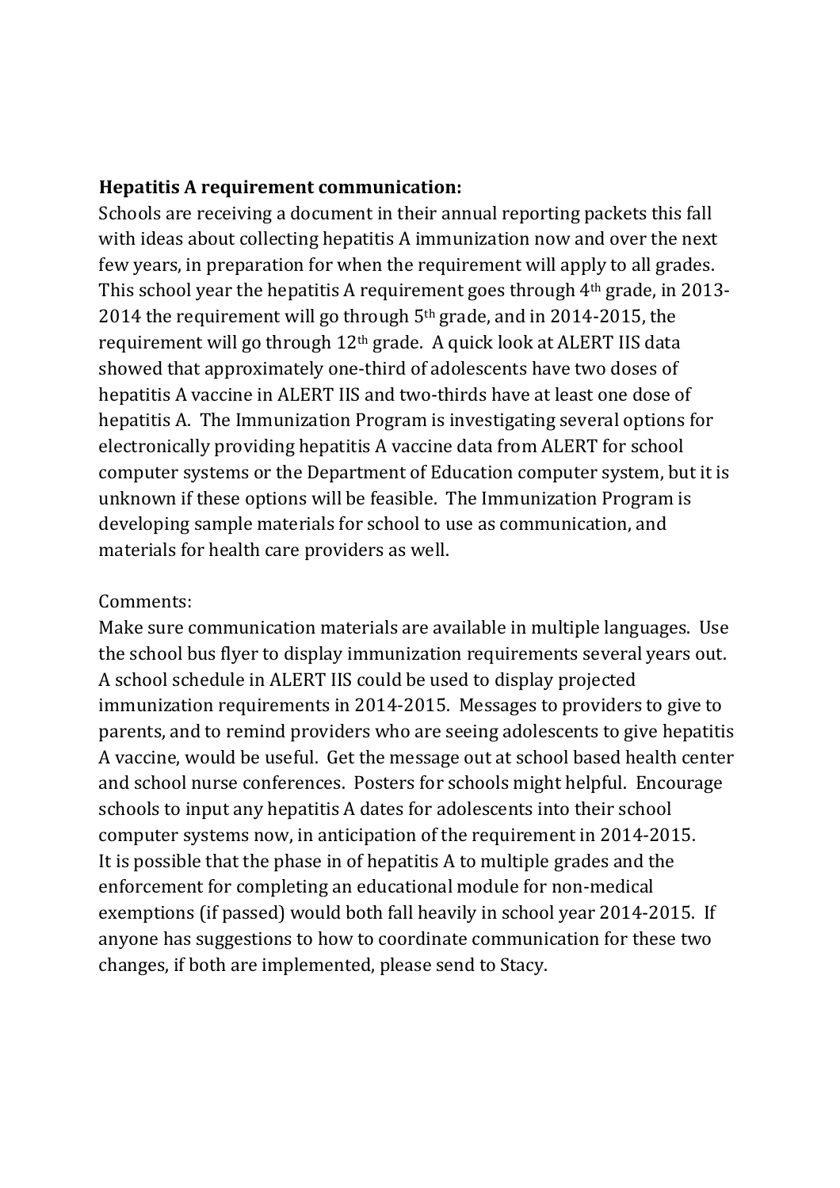**Hepatitis A requirement communication:**

Schools are receiving a document in their annual reporting packets this fall with ideas about collecting hepatitis A immunization now and over the next few years, in preparation for when the requirement will apply to all grades. This school year the hepatitis A requirement goes through 4th grade, in 2013-2014 the requirement will go through 5th grade, and in 2014-2015, the requirement will go through 12th grade. A quick look at ALERT IIS data showed that approximately one-third of adolescents have two doses of hepatitis A vaccine in ALERT IIS and two-thirds have at least one dose of hepatitis A. The Immunization Program is investigating several options for electronically providing hepatitis A vaccine data from ALERT for school computer systems or the Department of Education computer system, but it is unknown if these options will be feasible. The Immunization Program is developing sample materials for school to use as communication, and materials for health care providers as well.

Comments:

Make sure communication materials are available in multiple languages. Use the school bus flyer to display immunization requirements several years out. A school schedule in ALERT IIS could be used to display projected immunization requirements in 2014-2015. Messages to providers to give to parents, and to remind providers who are seeing adolescents to give hepatitis A vaccine, would be useful. Get the message out at school based health center and school nurse conferences. Posters for schools might helpful. Encourage schools to input any hepatitis A dates for adolescents into their school computer systems now, in anticipation of the requirement in 2014-2015. It is possible that the phase in of hepatitis A to multiple grades and the enforcement for completing an educational module for non-medical exemptions (if passed) would both fall heavily in school year 2014-2015. If anyone has suggestions to how to coordinate communication for these two changes, if both are implemented, please send to Stacy.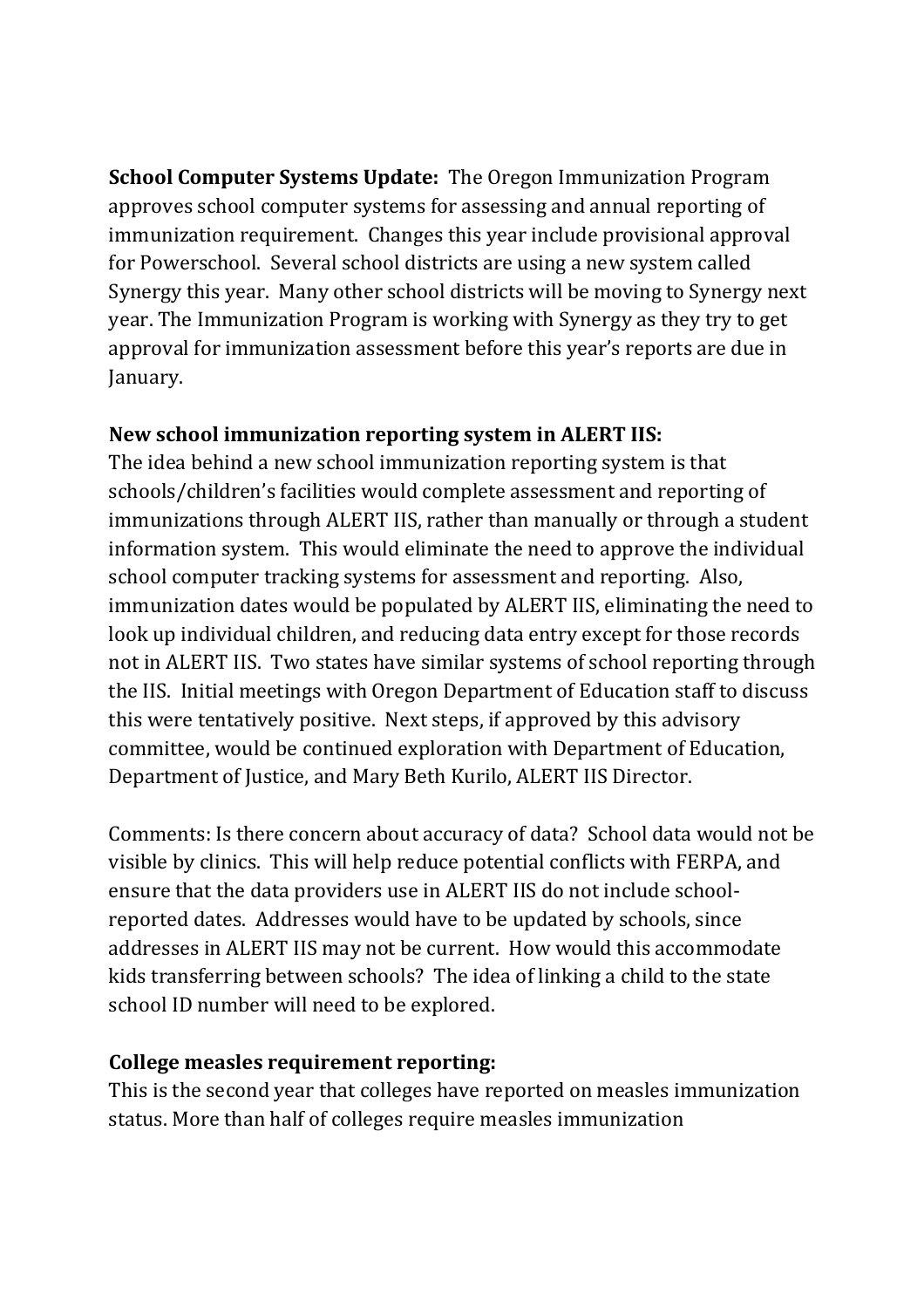**School Computer Systems Update:** The Oregon Immunization Program approves school computer systems for assessing and annual reporting of immunization requirement. Changes this year include provisional approval for Powerschool. Several school districts are using a new system called Synergy this year. Many other school districts will be moving to Synergy next year. The Immunization Program is working with Synergy as they try to get approval for immunization assessment before this year's reports are due in January.

**New school immunization reporting system in ALERT IIS:**

The idea behind a new school immunization reporting system is that schools/children's facilities would complete assessment and reporting of immunizations through ALERT IIS, rather than manually or through a student information system. This would eliminate the need to approve the individual school computer tracking systems for assessment and reporting. Also, immunization dates would be populated by ALERT IIS, eliminating the need to look up individual children, and reducing data entry except for those records not in ALERT IIS. Two states have similar systems of school reporting through the IIS. Initial meetings with Oregon Department of Education staff to discuss this were tentatively positive. Next steps, if approved by this advisory committee, would be continued exploration with Department of Education, Department of Justice, and Mary Beth Kurilo, ALERT IIS Director.

Comments: Is there concern about accuracy of data? School data would not be visible by clinics. This will help reduce potential conflicts with FERPA, and ensure that the data providers use in ALERT IIS do not include school-reported dates. Addresses would have to be updated by schools, since addresses in ALERT IIS may not be current. How would this accommodate kids transferring between schools? The idea of linking a child to the state school ID number will need to be explored.

**College measles requirement reporting:**

This is the second year that colleges have reported on measles immunization status. More than half of colleges require measles immunization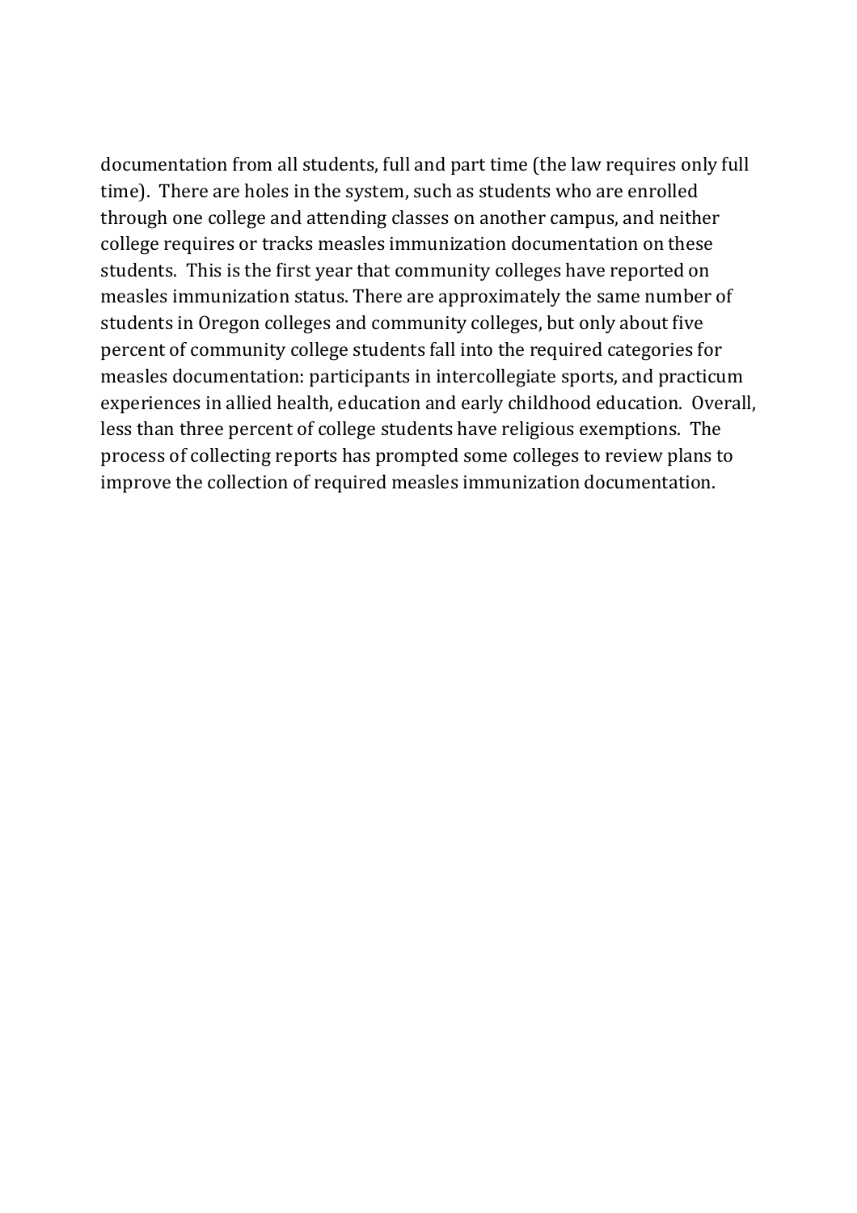documentation from all students, full and part time (the law requires only full time). There are holes in the system, such as students who are enrolled through one college and attending classes on another campus, and neither college requires or tracks measles immunization documentation on these students. This is the first year that community colleges have reported on measles immunization status. There are approximately the same number of students in Oregon colleges and community colleges, but only about five percent of community college students fall into the required categories for measles documentation: participants in intercollegiate sports, and practicum experiences in allied health, education and early childhood education. Overall, less than three percent of college students have religious exemptions. The process of collecting reports has prompted some colleges to review plans to improve the collection of required measles immunization documentation.